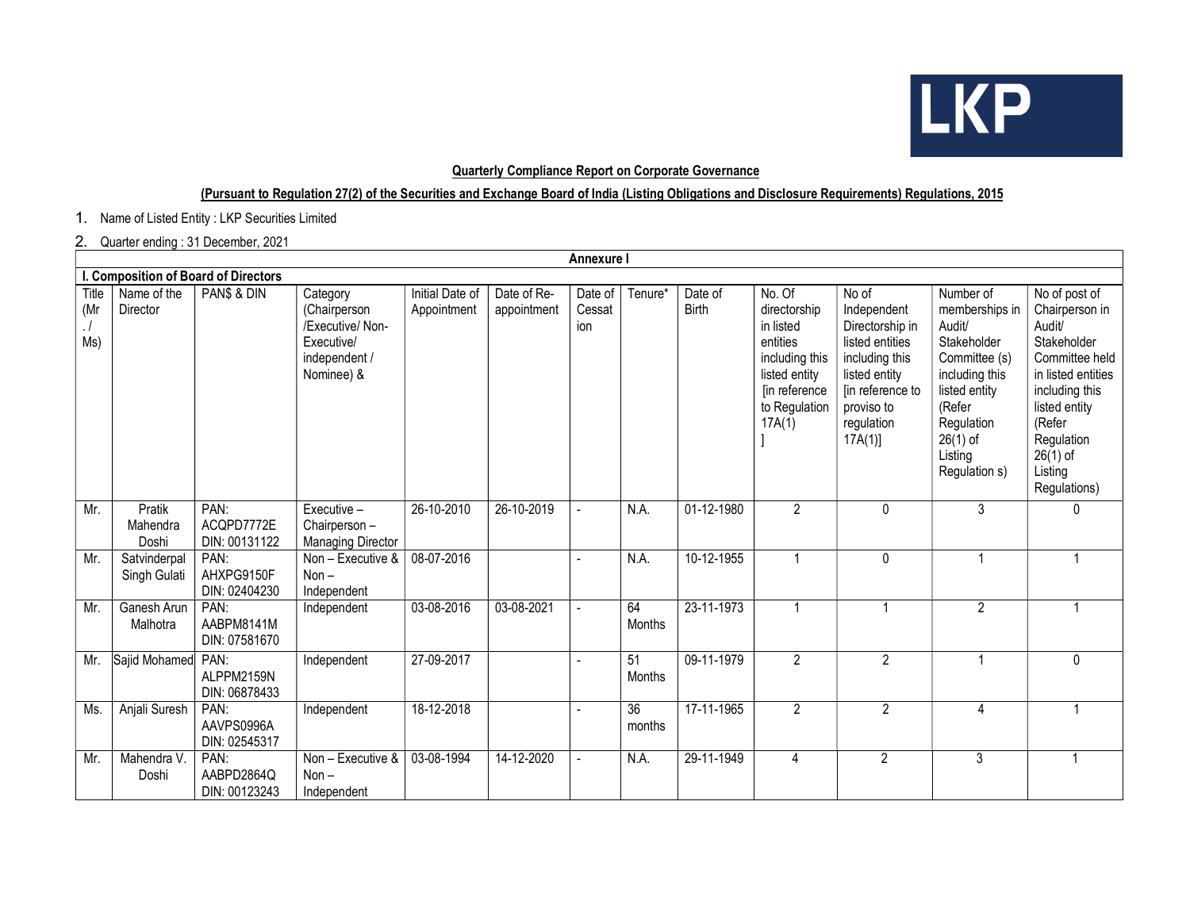LKP

**Quarterly Compliance Report on Corporate Governance**

**(Pursuant to Regulation 27(2) of the Securities and Exchange Board of India (Listing Obligations and Disclosure Requirements) Regulations, 2015**

1. Name of Listed Entity : LKP Securities Limited
2. Quarter ending : 31 December, 2021

**Annexure I**

**I. Composition of Board of Directors**

| Title (Mr./ Ms) | Name of the Director | PAN$ & DIN | Category (Chairperson /Executive/ Non-Executive/ independent / Nominee) & | Initial Date of Appointment | Date of Re-appointment | Date of Cessation | Tenure* | Date of Birth | No. Of directorship in listed entities including this listed entity [in reference to Regulation 17A(1) ] | No of Independent Directorship in listed entities including this listed entity [in reference to proviso to regulation 17A(1)] | Number of memberships in Audit/ Stakeholder Committee (s) including this listed entity (Refer Regulation 26(1) of Listing Regulation s) | No of post of Chairperson in Audit/ Stakeholder Committee held in listed entities including this listed entity (Refer Regulation 26(1) of Listing Regulations) |
|---|---|---|---|---|---|---|---|---|---|---|---|---|
| Mr. | Pratik Mahendra Doshi | PAN: ACQPD7772E DIN: 00131122 | Executive – Chairperson – Managing Director | 26-10-2010 | 26-10-2019 | - | N.A. | 01-12-1980 | 2 | 0 | 3 | 0 |
| Mr. | Satvinderpal Singh Gulati | PAN: AHXPG9150F DIN: 02404230 | Non – Executive & Non – Independent | 08-07-2016 | | - | N.A. | 10-12-1955 | 1 | 0 | 1 | 1 |
| Mr. | Ganesh Arun Malhotra | PAN: AABPM8141M DIN: 07581670 | Independent | 03-08-2016 | 03-08-2021 | - | 64 Months | 23-11-1973 | 1 | 1 | 2 | 1 |
| Mr. | Sajid Mohamed | PAN: ALPPM2159N DIN: 06878433 | Independent | 27-09-2017 | | - | 51 Months | 09-11-1979 | 2 | 2 | 1 | 0 |
| Ms. | Anjali Suresh | PAN: AAVPS0996A DIN: 02545317 | Independent | 18-12-2018 | | - | 36 months | 17-11-1965 | 2 | 2 | 4 | 1 |
| Mr. | Mahendra V. Doshi | PAN: AABPD2864Q DIN: 00123243 | Non – Executive & Non – Independent | 03-08-1994 | 14-12-2020 | - | N.A. | 29-11-1949 | 4 | 2 | 3 | 1 |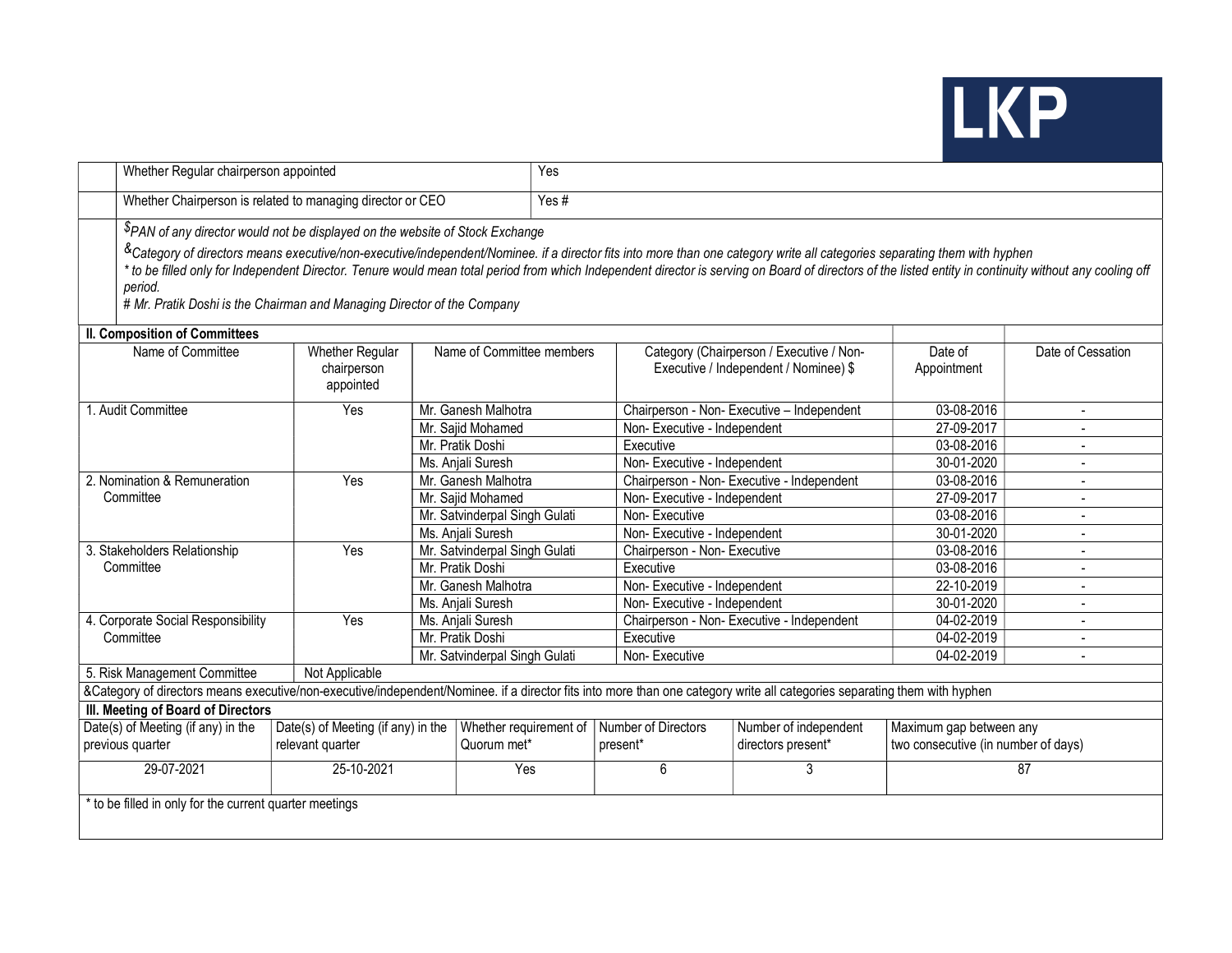| | | |
|---|---|---|
| | Whether Regular chairperson appointed | Yes |
| | Whether Chairperson is related to managing director or CEO | Yes # |

*$PAN of any director would not be displayed on the website of Stock Exchange*

*&Category of directors means executive/non-executive/independent/Nominee. if a director fits into more than one category write all categories separating them with hyphen*

*\* to be filled only for Independent Director. Tenure would mean total period from which Independent director is serving on Board of directors of the listed entity in continuity without any cooling off period.*

*# Mr. Pratik Doshi is the Chairman and Managing Director of the Company*

**II. Composition of Committees**

| Name of Committee | Whether Regular chairperson appointed | Name of Committee members | Category (Chairperson / Executive / Non-Executive / Independent / Nominee) $ | Date of Appointment | Date of Cessation |
|---|---|---|---|---|---|
| 1. Audit Committee | Yes | Mr. Ganesh Malhotra | Chairperson - Non- Executive – Independent | 03-08-2016 | - |
| | | Mr. Sajid Mohamed | Non- Executive - Independent | 27-09-2017 | - |
| | | Mr. Pratik Doshi | Executive | 03-08-2016 | - |
| | | Ms. Anjali Suresh | Non- Executive - Independent | 30-01-2020 | - |
| 2. Nomination & Remuneration Committee | Yes | Mr. Ganesh Malhotra | Chairperson - Non- Executive - Independent | 03-08-2016 | - |
| | | Mr. Sajid Mohamed | Non- Executive - Independent | 27-09-2017 | - |
| | | Mr. Satvinderpal Singh Gulati | Non- Executive | 03-08-2016 | - |
| | | Ms. Anjali Suresh | Non- Executive - Independent | 30-01-2020 | - |
| 3. Stakeholders Relationship Committee | Yes | Mr. Satvinderpal Singh Gulati | Chairperson - Non- Executive | 03-08-2016 | - |
| | | Mr. Pratik Doshi | Executive | 03-08-2016 | - |
| | | Mr. Ganesh Malhotra | Non- Executive - Independent | 22-10-2019 | - |
| | | Ms. Anjali Suresh | Non- Executive - Independent | 30-01-2020 | - |
| 4. Corporate Social Responsibility Committee | Yes | Ms. Anjali Suresh | Chairperson - Non- Executive - Independent | 04-02-2019 | - |
| | | Mr. Pratik Doshi | Executive | 04-02-2019 | - |
| | | Mr. Satvinderpal Singh Gulati | Non- Executive | 04-02-2019 | - |
| 5. Risk Management Committee | Not Applicable | | | | |

&Category of directors means executive/non-executive/independent/Nominee. if a director fits into more than one category write all categories separating them with hyphen

**III. Meeting of Board of Directors**

| Date(s) of Meeting (if any) in the previous quarter | Date(s) of Meeting (if any) in the relevant quarter | Whether requirement of Quorum met* | Number of Directors present* | Number of independent directors present* | Maximum gap between any two consecutive (in number of days) |
|---|---|---|---|---|---|
| 29-07-2021 | 25-10-2021 | Yes | 6 | 3 | 87 |

\* to be filled in only for the current quarter meetings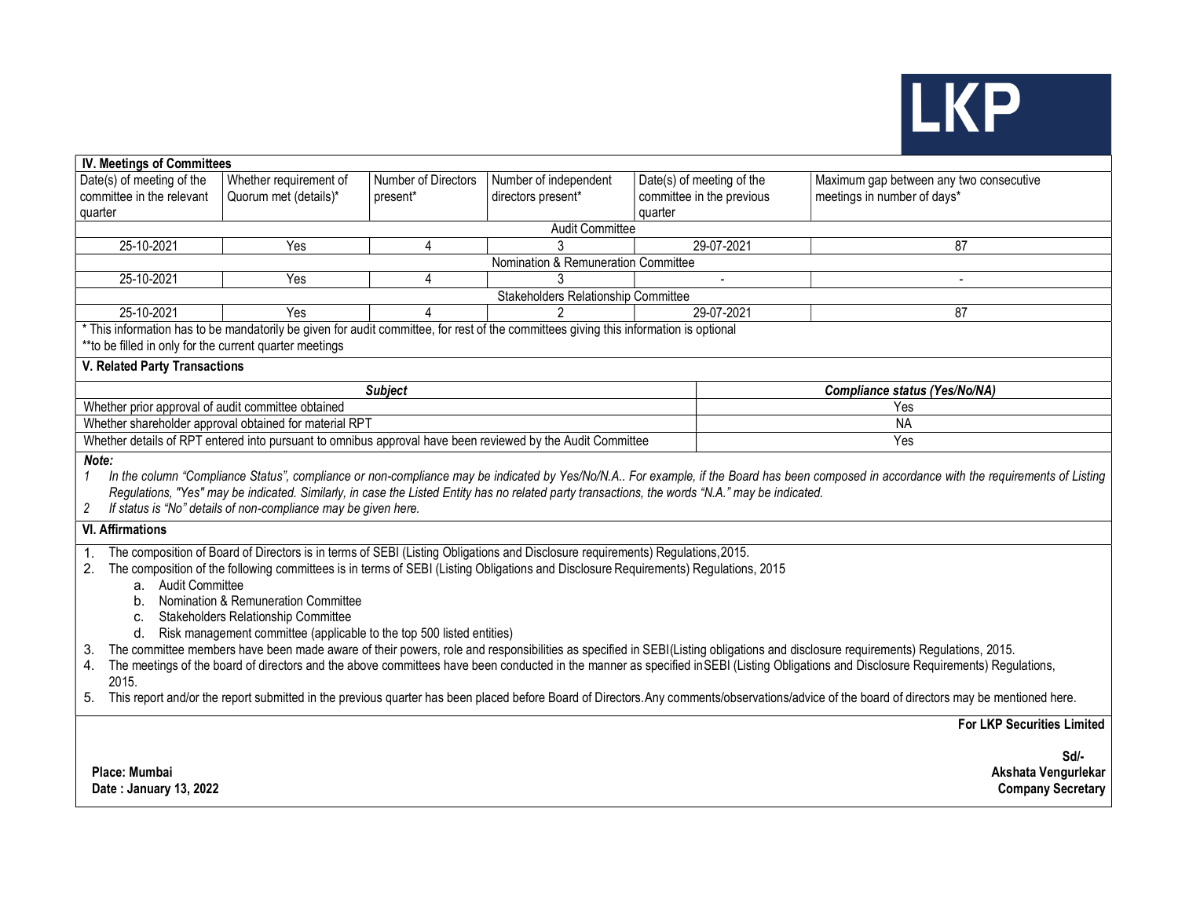LKP

| IV. Meetings of Committees | | | | | |
|---|---|---|---|---|---|
| Date(s) of meeting of the committee in the relevant quarter | Whether requirement of Quorum met (details)* | Number of Directors present* | Number of independent directors present* | Date(s) of meeting of the committee in the previous quarter | Maximum gap between any two consecutive meetings in number of days* |
| Audit Committee | | | | | |
| 25-10-2021 | Yes | 4 | 3 | 29-07-2021 | 87 |
| Nomination & Remuneration Committee | | | | | |
| 25-10-2021 | Yes | 4 | 3 | - | - |
| Stakeholders Relationship Committee | | | | | |
| 25-10-2021 | Yes | 4 | 2 | 29-07-2021 | 87 |

\* This information has to be mandatorily be given for audit committee, for rest of the committees giving this information is optional

\*\*to be filled in only for the current quarter meetings

**V. Related Party Transactions**

| ***Subject*** | ***Compliance status (Yes/No/NA)*** |
|---|---|
| Whether prior approval of audit committee obtained | Yes |
| Whether shareholder approval obtained for material RPT | NA |
| Whether details of RPT entered into pursuant to omnibus approval have been reviewed by the Audit Committee | Yes |

***Note:***

1. *In the column "Compliance Status", compliance or non-compliance may be indicated by Yes/No/N.A.. For example, if the Board has been composed in accordance with the requirements of Listing Regulations, "Yes" may be indicated. Similarly, in case the Listed Entity has no related party transactions, the words "N.A." may be indicated.*
2. *If status is "No" details of non-compliance may be given here.*

**VI. Affirmations**

1. The composition of Board of Directors is in terms of SEBI (Listing Obligations and Disclosure requirements) Regulations,2015.
2. The composition of the following committees is in terms of SEBI (Listing Obligations and Disclosure Requirements) Regulations, 2015
   a. Audit Committee
   b. Nomination & Remuneration Committee
   c. Stakeholders Relationship Committee
   d. Risk management committee (applicable to the top 500 listed entities)
3. The committee members have been made aware of their powers, role and responsibilities as specified in SEBI(Listing obligations and disclosure requirements) Regulations, 2015.
4. The meetings of the board of directors and the above committees have been conducted in the manner as specified inSEBI (Listing Obligations and Disclosure Requirements) Regulations, 2015.
5. This report and/or the report submitted in the previous quarter has been placed before Board of Directors.Any comments/observations/advice of the board of directors may be mentioned here.

**For LKP Securities Limited**

**Sd/-**
**Akshata Vengurlekar**
**Company Secretary**

**Place: Mumbai**
**Date : January 13, 2022**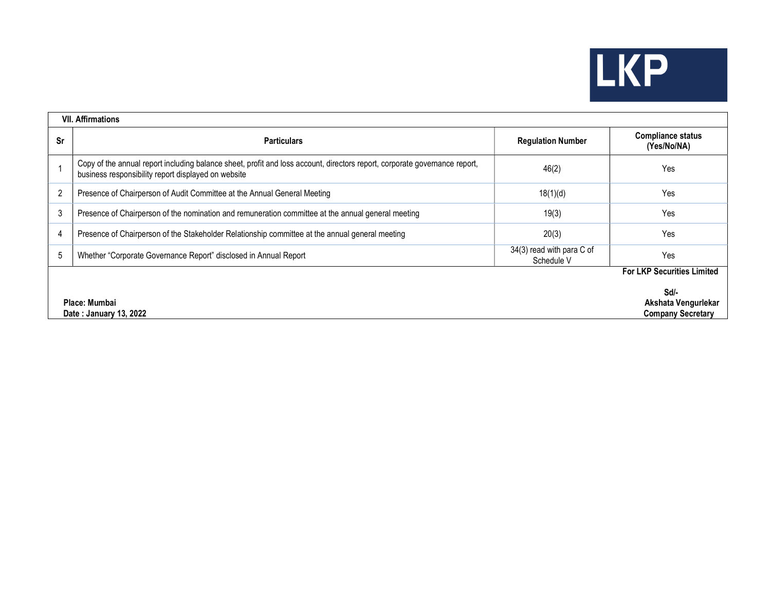LKP

## VII. Affirmations

| Sr | Particulars | Regulation Number | Compliance status (Yes/No/NA) |
|---|---|---|---|
| 1 | Copy of the annual report including balance sheet, profit and loss account, directors report, corporate governance report, business responsibility report displayed on website | 46(2) | Yes |
| 2 | Presence of Chairperson of Audit Committee at the Annual General Meeting | 18(1)(d) | Yes |
| 3 | Presence of Chairperson of the nomination and remuneration committee at the annual general meeting | 19(3) | Yes |
| 4 | Presence of Chairperson of the Stakeholder Relationship committee at the annual general meeting | 20(3) | Yes |
| 5 | Whether "Corporate Governance Report" disclosed in Annual Report | 34(3) read with para C of Schedule V | Yes |

**For LKP Securities Limited**

**Sd/-**
**Akshata Vengurlekar**
**Company Secretary**

**Place: Mumbai**
**Date : January 13, 2022**